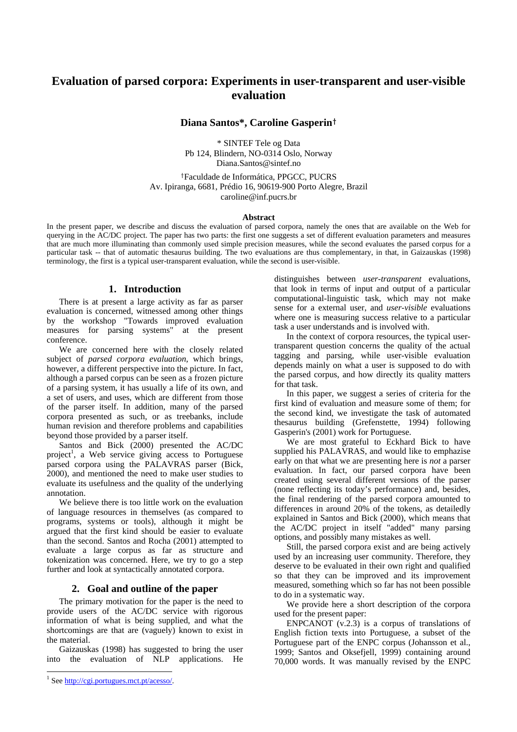# Evaluation of parsed corpora: Experiments in user-transparent and user-visible evaluation

**Diana Santos\*, Caroline Gasperin†**

\* SINTEF Tele og Data
Pb 124, Blindern, NO-0314 Oslo, Norway
Diana.Santos@sintef.no

†Faculdade de Informática, PPGCC, PUCRS
Av. Ipiranga, 6681, Prédio 16, 90619-900 Porto Alegre, Brazil
caroline@inf.pucrs.br

### Abstract

In the present paper, we describe and discuss the evaluation of parsed corpora, namely the ones that are available on the Web for querying in the AC/DC project. The paper has two parts: the first one suggests a set of different evaluation parameters and measures that are much more illuminating than commonly used simple precision measures, while the second evaluates the parsed corpus for a particular task -- that of automatic thesaurus building. The two evaluations are thus complementary, in that, in Gaizauskas (1998) terminology, the first is a typical user-transparent evaluation, while the second is user-visible.

## 1. Introduction

There is at present a large activity as far as parser evaluation is concerned, witnessed among other things by the workshop "Towards improved evaluation measures for parsing systems" at the present conference.

We are concerned here with the closely related subject of *parsed corpora evaluation*, which brings, however, a different perspective into the picture. In fact, although a parsed corpus can be seen as a frozen picture of a parsing system, it has usually a life of its own, and a set of users, and uses, which are different from those of the parser itself. In addition, many of the parsed corpora presented as such, or as treebanks, include human revision and therefore problems and capabilities beyond those provided by a parser itself.

Santos and Bick (2000) presented the AC/DC project[1], a Web service giving access to Portuguese parsed corpora using the PALAVRAS parser (Bick, 2000), and mentioned the need to make user studies to evaluate its usefulness and the quality of the underlying annotation.

We believe there is too little work on the evaluation of language resources in themselves (as compared to programs, systems or tools), although it might be argued that the first kind should be easier to evaluate than the second. Santos and Rocha (2001) attempted to evaluate a large corpus as far as structure and tokenization was concerned. Here, we try to go a step further and look at syntactically annotated corpora.

## 2. Goal and outline of the paper

The primary motivation for the paper is the need to provide users of the AC/DC service with rigorous information of what is being supplied, and what the shortcomings are that are (vaguely) known to exist in the material.

Gaizauskas (1998) has suggested to bring the user into the evaluation of NLP applications. He distinguishes between *user-transparent* evaluations, that look in terms of input and output of a particular computational-linguistic task, which may not make sense for a external user, and *user-visible* evaluations where one is measuring success relative to a particular task a user understands and is involved with.

In the context of corpora resources, the typical user-transparent question concerns the quality of the actual tagging and parsing, while user-visible evaluation depends mainly on what a user is supposed to do with the parsed corpus, and how directly its quality matters for that task.

In this paper, we suggest a series of criteria for the first kind of evaluation and measure some of them; for the second kind, we investigate the task of automated thesaurus building (Grefenstette, 1994) following Gasperin's (2001) work for Portuguese.

We are most grateful to Eckhard Bick to have supplied his PALAVRAS, and would like to emphazise early on that what we are presenting here is *not* a parser evaluation. In fact, our parsed corpora have been created using several different versions of the parser (none reflecting its today's performance) and, besides, the final rendering of the parsed corpora amounted to differences in around 20% of the tokens, as detailedly explained in Santos and Bick (2000), which means that the AC/DC project in itself "added" many parsing options, and possibly many mistakes as well.

Still, the parsed corpora exist and are being actively used by an increasing user community. Therefore, they deserve to be evaluated in their own right and qualified so that they can be improved and its improvement measured, something which so far has not been possible to do in a systematic way.

We provide here a short description of the corpora used for the present paper:

ENPCANOT (v.2.3) is a corpus of translations of English fiction texts into Portuguese, a subset of the Portuguese part of the ENPC corpus (Johansson et al., 1999; Santos and Oksefjell, 1999) containing around 70,000 words. It was manually revised by the ENPC

---

[1] See http://cgi.portugues.mct.pt/acesso/.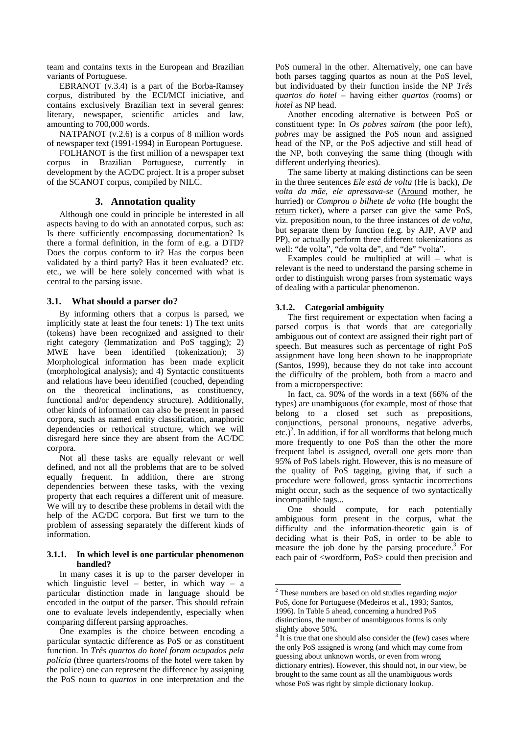team and contains texts in the European and Brazilian variants of Portuguese.

EBRANOT (v.3.4) is a part of the Borba-Ramsey corpus, distributed by the ECI/MCI iniciative, and contains exclusively Brazilian text in several genres: literary, newspaper, scientific articles and law, amounting to 700,000 words.

NATPANOT (v.2.6) is a corpus of 8 million words of newspaper text (1991-1994) in European Portuguese.

FOLHANOT is the first million of a newspaper text corpus in Brazilian Portuguese, currently in development by the AC/DC project. It is a proper subset of the SCANOT corpus, compiled by NILC.

## 3. Annotation quality

Although one could in principle be interested in all aspects having to do with an annotated corpus, such as: Is there sufficiently encompassing documentation? Is there a formal definition, in the form of e.g. a DTD? Does the corpus conform to it? Has the corpus been validated by a third party? Has it been evaluated? etc. etc., we will be here solely concerned with what is central to the parsing issue.

### 3.1. What should a parser do?

By informing others that a corpus is parsed, we implicitly state at least the four tenets: 1) The text units (tokens) have been recognized and assigned to their right category (lemmatization and PoS tagging); 2) MWE have been identified (tokenization); 3) Morphological information has been made explicit (morphological analysis); and 4) Syntactic constituents and relations have been identified (couched, depending on the theoretical inclinations, as constituency, functional and/or dependency structure). Additionally, other kinds of information can also be present in parsed corpora, such as named entity classification, anaphoric dependencies or rethorical structure, which we will disregard here since they are absent from the AC/DC corpora.

Not all these tasks are equally relevant or well defined, and not all the problems that are to be solved equally frequent. In addition, there are strong dependencies between these tasks, with the vexing property that each requires a different unit of measure. We will try to describe these problems in detail with the help of the AC/DC corpora. But first we turn to the problem of assessing separately the different kinds of information.

#### 3.1.1. In which level is one particular phenomenon handled?

In many cases it is up to the parser developer in which linguistic level – better, in which way – a particular distinction made in language should be encoded in the output of the parser. This should refrain one to evaluate levels independently, especially when comparing different parsing approaches.

One examples is the choice between encoding a particular syntactic difference as PoS or as constituent function. In *Três quartos do hotel foram ocupados pela polícia* (three quarters/rooms of the hotel were taken by the police) one can represent the difference by assigning the PoS noun to *quartos* in one interpretation and the PoS numeral in the other. Alternatively, one can have both parses tagging quartos as noun at the PoS level, but individuated by their function inside the NP *Três quartos do hotel* – having either *quartos* (rooms) or *hotel* as NP head.

Another encoding alternative is between PoS or constituent type: In *Os pobres saíram* (the poor left), *pobres* may be assigned the PoS noun and assigned head of the NP, or the PoS adjective and still head of the NP, both conveying the same thing (though with different underlying theories).

The same liberty at making distinctions can be seen in the three sentences *Ele está de volta* (He is <u>back</u>), *De volta da mãe, ele apressava-se* (<u>Around</u> mother, he hurried) or *Comprou o bilhete de volta* (He bought the <u>return</u> ticket), where a parser can give the same PoS, viz. preposition noun, to the three instances of *de volta*, but separate them by function (e.g. by AJP, AVP and PP), or actually perform three different tokenizations as well: "de volta", "de volta de", and "de" "volta".

Examples could be multiplied at will – what is relevant is the need to understand the parsing scheme in order to distinguish wrong parses from systematic ways of dealing with a particular phenomenon.

#### 3.1.2. Categorial ambiguity

The first requirement or expectation when facing a parsed corpus is that words that are categorially ambiguous out of context are assigned their right part of speech. But measures such as percentage of right PoS assignment have long been shown to be inappropriate (Santos, 1999), because they do not take into account the difficulty of the problem, both from a macro and from a microperspective:

In fact, ca. 90% of the words in a text (66% of the types) are unambiguous (for example, most of those that belong to a closed set such as prepositions, conjunctions, personal pronouns, negative adverbs, etc.)[2]. In addition, if for all wordforms that belong much more frequently to one PoS than the other the more frequent label is assigned, overall one gets more than 95% of PoS labels right. However, this is no measure of the quality of PoS tagging, giving that, if such a procedure were followed, gross syntactic incorrections might occur, such as the sequence of two syntactically incompatible tags...

One should compute, for each potentially ambiguous form present in the corpus, what the difficulty and the information-theoretic gain is of deciding what is their PoS, in order to be able to measure the job done by the parsing procedure.[3] For each pair of <wordform, PoS> could then precision and

---

[2] These numbers are based on old studies regarding *major* PoS, done for Portuguese (Medeiros et al., 1993; Santos, 1996). In Table 5 ahead, concerning a hundred PoS distinctions, the number of unambiguous forms is only slightly above 50%.

[3] It is true that one should also consider the (few) cases where the only PoS assigned is wrong (and which may come from guessing about unknown words, or even from wrong dictionary entries). However, this should not, in our view, be brought to the same count as all the unambiguous words whose PoS was right by simple dictionary lookup.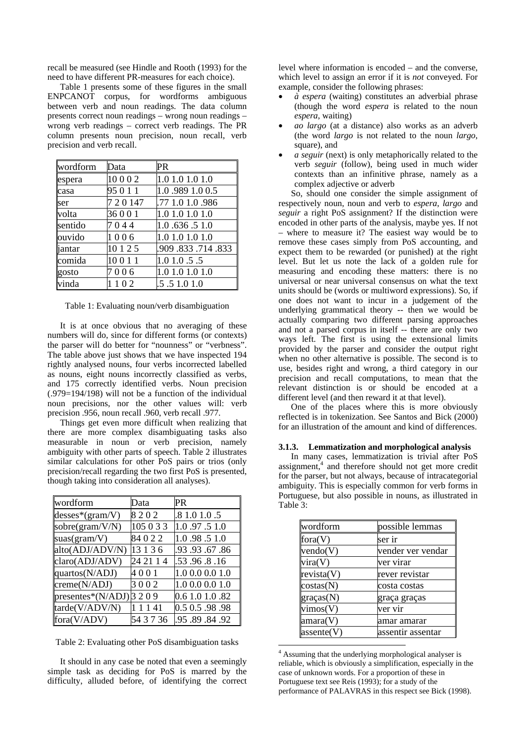recall be measured (see Hindle and Rooth (1993) for the need to have different PR-measures for each choice).

Table 1 presents some of these figures in the small ENPCANOT corpus, for wordforms ambiguous between verb and noun readings. The data column presents correct noun readings – wrong noun readings – wrong verb readings – correct verb readings. The PR column presents noun precision, noun recall, verb precision and verb recall.

| wordform | Data | PR |
|---|---|---|
| espera | 10 0 0 2 | 1.0 1.0 1.0 1.0 |
| casa | 95 0 1 1 | 1.0 .989 1.0 0.5 |
| ser | 7 2 0 147 | .77 1.0 1.0 .986 |
| volta | 36 0 0 1 | 1.0 1.0 1.0 1.0 |
| sentido | 7 0 4 4 | 1.0 .636 .5 1.0 |
| ouvido | 1 0 0 6 | 1.0 1.0 1.0 1.0 |
| jantar | 10 1 2 5 | .909 .833 .714 .833 |
| comida | 10 0 1 1 | 1.0 1.0 .5 .5 |
| gosto | 7 0 0 6 | 1.0 1.0 1.0 1.0 |
| vinda | 1 1 0 2 | .5 .5 1.0 1.0 |

Table 1: Evaluating noun/verb disambiguation

It is at once obvious that no averaging of these numbers will do, since for different forms (or contexts) the parser will do better for "nounness" or "verbness". The table above just shows that we have inspected 194 rightly analysed nouns, four verbs incorrected labelled as nouns, eight nouns incorrectly classified as verbs, and 175 correctly identified verbs. Noun precision (.979=194/198) will not be a function of the individual noun precisions, nor the other values will: verb precision .956, noun recall .960, verb recall .977.

Things get even more difficult when realizing that there are more complex disambiguating tasks also measurable in noun or verb precision, namely ambiguity with other parts of speech. Table 2 illustrates similar calculations for other PoS pairs or trios (only precision/recall regarding the two first PoS is presented, though taking into consideration all analyses).

| wordform | Data | PR |
|---|---|---|
| desses*(gram/V) | 8 2 0 2 | .8 1.0 1.0 .5 |
| sobre(gram/V/N) | 105 0 3 3 | 1.0 .97 .5 1.0 |
| suas(gram/V) | 84 0 2 2 | 1.0 .98 .5 1.0 |
| alto(ADJ/ADV/N) | 13 1 3 6 | .93 .93 .67 .86 |
| claro(ADJ/ADV) | 24 21 1 4 | .53 .96 .8 .16 |
| quartos(N/ADJ) | 4 0 0 1 | 1.0 0.0 0.0 1.0 |
| creme(N/ADJ) | 3 0 0 2 | 1.0 0.0 0.0 1.0 |
| presentes*(N/ADJ) | 3 2 0 9 | 0.6 1.0 1.0 .82 |
| tarde(V/ADV/N) | 1 1 1 41 | 0.5 0.5 .98 .98 |
| fora(V/ADV) | 54 3 7 36 | .95 .89 .84 .92 |

Table 2: Evaluating other PoS disambiguation tasks

It should in any case be noted that even a seemingly simple task as deciding for PoS is marred by the difficulty, alluded before, of identifying the correct level where information is encoded – and the converse, which level to assign an error if it is *not* conveyed. For example, consider the following phrases:

- *à espera* (waiting) constitutes an adverbial phrase (though the word *espera* is related to the noun *espera*, waiting)
- *ao largo* (at a distance) also works as an adverb (the word *largo* is not related to the noun *largo*, square), and
- *a seguir* (next) is only metaphorically related to the verb *seguir* (follow), being used in much wider contexts than an infinitive phrase, namely as a complex adjective or adverb

So, should one consider the simple assignment of respectively noun, noun and verb to *espera*, *largo* and *seguir* a right PoS assignment? If the distinction were encoded in other parts of the analysis, maybe yes. If not – where to measure it? The easiest way would be to remove these cases simply from PoS accounting, and expect them to be rewarded (or punished) at the right level. But let us note the lack of a golden rule for measuring and encoding these matters: there is no universal or near universal consensus on what the text units should be (words or multiword expressions). So, if one does not want to incur in a judgement of the underlying grammatical theory -- then we would be actually comparing two different parsing approaches and not a parsed corpus in itself -- there are only two ways left. The first is using the extensional limits provided by the parser and consider the output right when no other alternative is possible. The second is to use, besides right and wrong, a third category in our precision and recall computations, to mean that the relevant distinction is or should be encoded at a different level (and then reward it at that level).

One of the places where this is more obviously reflected is in tokenization. See Santos and Bick (2000) for an illustration of the amount and kind of differences.

### 3.1.3. Lemmatization and morphological analysis

In many cases, lemmatization is trivial after PoS assignment,[4] and therefore should not get more credit for the parser, but not always, because of intracategorial ambiguity. This is especially common for verb forms in Portuguese, but also possible in nouns, as illustrated in Table 3:

| wordform | possible lemmas |
|---|---|
| fora(V) | ser ir |
| vendo(V) | vender ver vendar |
| vira(V) | ver virar |
| revista(V) | rever revistar |
| costas(N) | costa costas |
| graças(N) | graça graças |
| vimos(V) | ver vir |
| amara(V) | amar amarar |
| assente(V) | assentir assentar |

[4] Assuming that the underlying morphological analyser is reliable, which is obviously a simplification, especially in the case of unknown words. For a proportion of these in Portuguese text see Reis (1993); for a study of the performance of PALAVRAS in this respect see Bick (1998).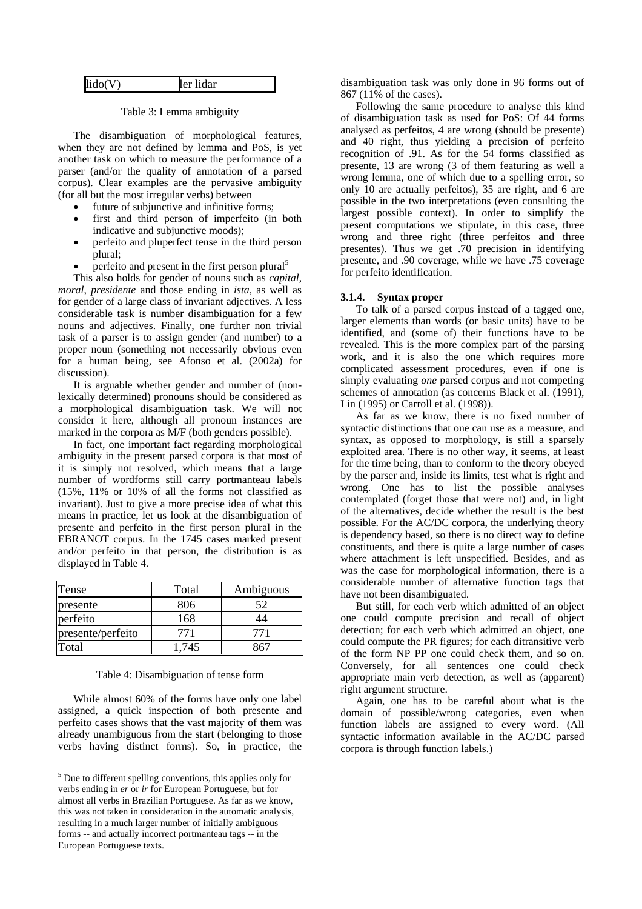| lido(V) | ler lidar |
|---|---|

Table 3: Lemma ambiguity

The disambiguation of morphological features, when they are not defined by lemma and PoS, is yet another task on which to measure the performance of a parser (and/or the quality of annotation of a parsed corpus). Clear examples are the pervasive ambiguity (for all but the most irregular verbs) between

- future of subjunctive and infinitive forms;
- first and third person of imperfeito (in both indicative and subjunctive moods);
- perfeito and pluperfect tense in the third person plural;
- perfeito and present in the first person plural[5]

This also holds for gender of nouns such as *capital*, *moral*, *presidente* and those ending in *ista*, as well as for gender of a large class of invariant adjectives. A less considerable task is number disambiguation for a few nouns and adjectives. Finally, one further non trivial task of a parser is to assign gender (and number) to a proper noun (something not necessarily obvious even for a human being, see Afonso et al. (2002a) for discussion).

It is arguable whether gender and number of (non-lexically determined) pronouns should be considered as a morphological disambiguation task. We will not consider it here, although all pronoun instances are marked in the corpora as M/F (both genders possible).

In fact, one important fact regarding morphological ambiguity in the present parsed corpora is that most of it is simply not resolved, which means that a large number of wordforms still carry portmanteau labels (15%, 11% or 10% of all the forms not classified as invariant). Just to give a more precise idea of what this means in practice, let us look at the disambiguation of presente and perfeito in the first person plural in the EBRANOT corpus. In the 1745 cases marked present and/or perfeito in that person, the distribution is as displayed in Table 4.

| Tense | Total | Ambiguous |
|---|---|---|
| presente | 806 | 52 |
| perfeito | 168 | 44 |
| presente/perfeito | 771 | 771 |
| Total | 1,745 | 867 |

Table 4: Disambiguation of tense form

While almost 60% of the forms have only one label assigned, a quick inspection of both presente and perfeito cases shows that the vast majority of them was already unambiguous from the start (belonging to those verbs having distinct forms). So, in practice, the disambiguation task was only done in 96 forms out of 867 (11% of the cases).

Following the same procedure to analyse this kind of disambiguation task as used for PoS: Of 44 forms analysed as perfeitos, 4 are wrong (should be presente) and 40 right, thus yielding a precision of perfeito recognition of .91. As for the 54 forms classified as presente, 13 are wrong (3 of them featuring as well a wrong lemma, one of which due to a spelling error, so only 10 are actually perfeitos), 35 are right, and 6 are possible in the two interpretations (even consulting the largest possible context). In order to simplify the present computations we stipulate, in this case, three wrong and three right (three perfeitos and three presentes). Thus we get .70 precision in identifying presente, and .90 coverage, while we have .75 coverage for perfeito identification.

#### 3.1.4. Syntax proper

To talk of a parsed corpus instead of a tagged one, larger elements than words (or basic units) have to be identified, and (some of) their functions have to be revealed. This is the more complex part of the parsing work, and it is also the one which requires more complicated assessment procedures, even if one is simply evaluating *one* parsed corpus and not competing schemes of annotation (as concerns Black et al. (1991), Lin (1995) or Carroll et al. (1998)).

As far as we know, there is no fixed number of syntactic distinctions that one can use as a measure, and syntax, as opposed to morphology, is still a sparsely exploited area. There is no other way, it seems, at least for the time being, than to conform to the theory obeyed by the parser and, inside its limits, test what is right and wrong. One has to list the possible analyses contemplated (forget those that were not) and, in light of the alternatives, decide whether the result is the best possible. For the AC/DC corpora, the underlying theory is dependency based, so there is no direct way to define constituents, and there is quite a large number of cases where attachment is left unspecified. Besides, and as was the case for morphological information, there is a considerable number of alternative function tags that have not been disambiguated.

But still, for each verb which admitted of an object one could compute precision and recall of object detection; for each verb which admitted an object, one could compute the PR figures; for each ditransitive verb of the form NP PP one could check them, and so on. Conversely, for all sentences one could check appropriate main verb detection, as well as (apparent) right argument structure.

Again, one has to be careful about what is the domain of possible/wrong categories, even when function labels are assigned to every word. (All syntactic information available in the AC/DC parsed corpora is through function labels.)

[5] Due to different spelling conventions, this applies only for verbs ending in *er* or *ir* for European Portuguese, but for almost all verbs in Brazilian Portuguese. As far as we know, this was not taken in consideration in the automatic analysis, resulting in a much larger number of initially ambiguous forms -- and actually incorrect portmanteau tags -- in the European Portuguese texts.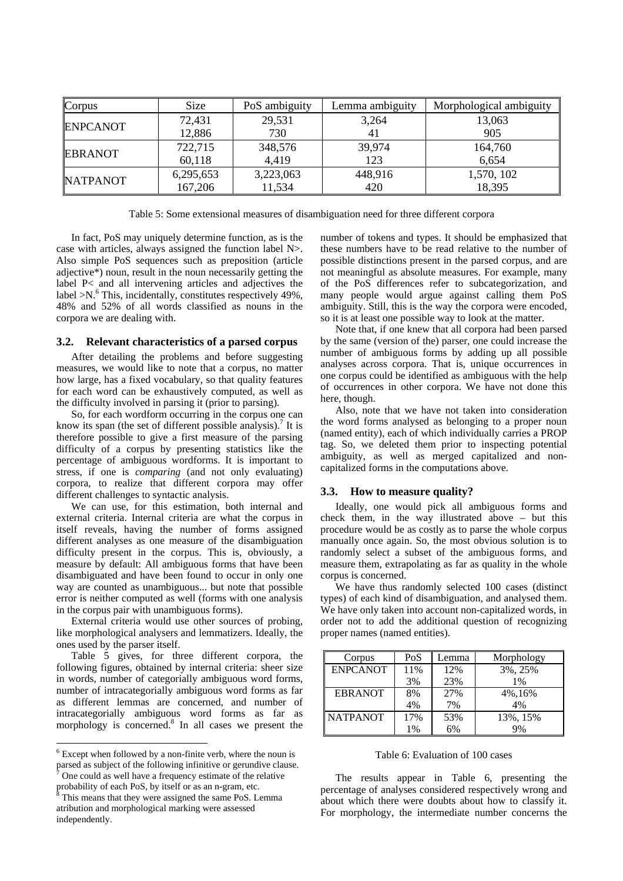| Corpus | Size | PoS ambiguity | Lemma ambiguity | Morphological ambiguity |
|---|---|---|---|---|
| ENPCANOT | 72,431<br>12,886 | 29,531<br>730 | 3,264<br>41 | 13,063<br>905 |
| EBRANOT | 722,715<br>60,118 | 348,576<br>4,419 | 39,974<br>123 | 164,760<br>6,654 |
| NATPANOT | 6,295,653<br>167,206 | 3,223,063<br>11,534 | 448,916<br>420 | 1,570, 102<br>18,395 |

Table 5: Some extensional measures of disambiguation need for three different corpora

In fact, PoS may uniquely determine function, as is the case with articles, always assigned the function label N>. Also simple PoS sequences such as preposition (article adjective*) noun, result in the noun necessarily getting the label P< and all intervening articles and adjectives the label >N.[6] This, incidentally, constitutes respectively 49%, 48% and 52% of all words classified as nouns in the corpora we are dealing with.

### 3.2. Relevant characteristics of a parsed corpus

After detailing the problems and before suggesting measures, we would like to note that a corpus, no matter how large, has a fixed vocabulary, so that quality features for each word can be exhaustively computed, as well as the difficulty involved in parsing it (prior to parsing).

So, for each wordform occurring in the corpus one can know its span (the set of different possible analysis).[7] It is therefore possible to give a first measure of the parsing difficulty of a corpus by presenting statistics like the percentage of ambiguous wordforms. It is important to stress, if one is *comparing* (and not only evaluating) corpora, to realize that different corpora may offer different challenges to syntactic analysis.

We can use, for this estimation, both internal and external criteria. Internal criteria are what the corpus in itself reveals, having the number of forms assigned different analyses as one measure of the disambiguation difficulty present in the corpus. This is, obviously, a measure by default: All ambiguous forms that have been disambiguated and have been found to occur in only one way are counted as unambiguous... but note that possible error is neither computed as well (forms with one analysis in the corpus pair with unambiguous forms).

External criteria would use other sources of probing, like morphological analysers and lemmatizers. Ideally, the ones used by the parser itself.

Table 5 gives, for three different corpora, the following figures, obtained by internal criteria: sheer size in words, number of categorially ambiguous word forms, number of intracategorially ambiguous word forms as far as different lemmas are concerned, and number of intracategorially ambiguous word forms as far as morphology is concerned.[8] In all cases we present the number of tokens and types. It should be emphasized that these numbers have to be read relative to the number of possible distinctions present in the parsed corpus, and are not meaningful as absolute measures. For example, many of the PoS differences refer to subcategorization, and many people would argue against calling them PoS ambiguity. Still, this is the way the corpora were encoded, so it is at least one possible way to look at the matter.

Note that, if one knew that all corpora had been parsed by the same (version of the) parser, one could increase the number of ambiguous forms by adding up all possible analyses across corpora. That is, unique occurrences in one corpus could be identified as ambiguous with the help of occurrences in other corpora. We have not done this here, though.

Also, note that we have not taken into consideration the word forms analysed as belonging to a proper noun (named entity), each of which individually carries a PROP tag. So, we deleted them prior to inspecting potential ambiguity, as well as merged capitalized and non-capitalized forms in the computations above.

### 3.3. How to measure quality?

Ideally, one would pick all ambiguous forms and check them, in the way illustrated above – but this procedure would be as costly as to parse the whole corpus manually once again. So, the most obvious solution is to randomly select a subset of the ambiguous forms, and measure them, extrapolating as far as quality in the whole corpus is concerned.

We have thus randomly selected 100 cases (distinct types) of each kind of disambiguation, and analysed them. We have only taken into account non-capitalized words, in order not to add the additional question of recognizing proper names (named entities).

| Corpus | PoS | Lemma | Morphology |
|---|---|---|---|
| ENPCANOT | 11%<br>3% | 12%<br>23% | 3%, 25%<br>1% |
| EBRANOT | 8%<br>4% | 27%<br>7% | 4%,16%<br>4% |
| NATPANOT | 17%<br>1% | 53%<br>6% | 13%, 15%<br>9% |

Table 6: Evaluation of 100 cases

The results appear in Table 6, presenting the percentage of analyses considered respectively wrong and about which there were doubts about how to classify it. For morphology, the intermediate number concerns the

---

[6] Except when followed by a non-finite verb, where the noun is parsed as subject of the following infinitive or gerundive clause.

[7] One could as well have a frequency estimate of the relative probability of each PoS, by itself or as an n-gram, etc.

[8] This means that they were assigned the same PoS. Lemma atribution and morphological marking were assessed independently.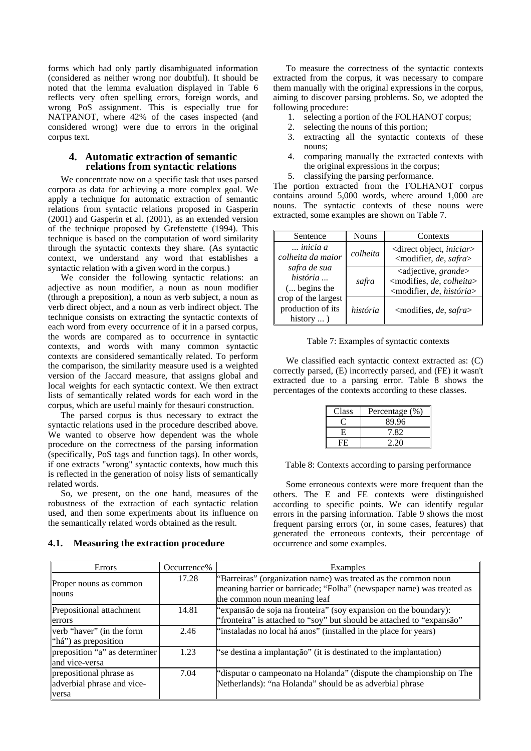forms which had only partly disambiguated information (considered as neither wrong nor doubtful). It should be noted that the lemma evaluation displayed in Table 6 reflects very often spelling errors, foreign words, and wrong PoS assignment. This is especially true for NATPANOT, where 42% of the cases inspected (and considered wrong) were due to errors in the original corpus text.

## 4. Automatic extraction of semantic relations from syntactic relations

We concentrate now on a specific task that uses parsed corpora as data for achieving a more complex goal. We apply a technique for automatic extraction of semantic relations from syntactic relations proposed in Gasperin (2001) and Gasperin et al. (2001), as an extended version of the technique proposed by Grefenstette (1994). This technique is based on the computation of word similarity through the syntactic contexts they share. (As syntactic context, we understand any word that establishes a syntactic relation with a given word in the corpus.)

We consider the following syntactic relations: an adjective as noun modifier, a noun as noun modifier (through a preposition), a noun as verb subject, a noun as verb direct object, and a noun as verb indirect object. The technique consists on extracting the syntactic contexts of each word from every occurrence of it in a parsed corpus, the words are compared as to occurrence in syntactic contexts, and words with many common syntactic contexts are considered semantically related. To perform the comparison, the similarity measure used is a weighted version of the Jaccard measure, that assigns global and local weights for each syntactic context. We then extract lists of semantically related words for each word in the corpus, which are useful mainly for thesauri construction.

The parsed corpus is thus necessary to extract the syntactic relations used in the procedure described above. We wanted to observe how dependent was the whole procedure on the correctness of the parsing information (specifically, PoS tags and function tags). In other words, if one extracts "wrong" syntactic contexts, how much this is reflected in the generation of noisy lists of semantically related words.

So, we present, on the one hand, measures of the robustness of the extraction of each syntactic relation used, and then some experiments about its influence on the semantically related words obtained as the result.

### 4.1. Measuring the extraction procedure

To measure the correctness of the syntactic contexts extracted from the corpus, it was necessary to compare them manually with the original expressions in the corpus, aiming to discover parsing problems. So, we adopted the following procedure:

1. selecting a portion of the FOLHANOT corpus;
2. selecting the nouns of this portion;
3. extracting all the syntactic contexts of these nouns;
4. comparing manually the extracted contexts with the original expressions in the corpus;
5. classifying the parsing performance.

The portion extracted from the FOLHANOT corpus contains around 5,000 words, where around 1,000 are nouns. The syntactic contexts of these nouns were extracted, some examples are shown on Table 7.

| Sentence | Nouns | Contexts |
|---|---|---|
| *... inicia a colheita da maior safra de sua história ...* (... begins the crop of the largest production of its history ... ) | *colheita* | <direct object, *iniciar*> <modifier, *de*, *safra*> |
| | *safra* | <adjective, *grande*> <modifies, *de*, *colheita*> <modifier, *de*, *história*> |
| | *história* | <modifies, *de*, *safra*> |

Table 7: Examples of syntactic contexts

We classified each syntactic context extracted as: (C) correctly parsed, (E) incorrectly parsed, and (FE) it wasn't extracted due to a parsing error. Table 8 shows the percentages of the contexts according to these classes.

| Class | Percentage (%) |
|---|---|
| C | 89.96 |
| E | 7.82 |
| FE | 2.20 |

Table 8: Contexts according to parsing performance

Some erroneous contexts were more frequent than the others. The E and FE contexts were distinguished according to specific points. We can identify regular errors in the parsing information. Table 9 shows the most frequent parsing errors (or, in some cases, features) that generated the erroneous contexts, their percentage of occurrence and some examples.

| Errors | Occurrence% | Examples |
|---|---|---|
| Proper nouns as common nouns | 17.28 | "Barreiras" (organization name) was treated as the common noun meaning barrier or barricade; "Folha" (newspaper name) was treated as the common noun meaning leaf |
| Prepositional attachment errors | 14.81 | "expansão de soja na fronteira" (soy expansion on the boundary): "fronteira" is attached to "soy" but should be attached to "expansão" |
| verb "haver" (in the form "há") as preposition | 2.46 | "instaladas no local há anos" (installed in the place for years) |
| preposition "a" as determiner and vice-versa | 1.23 | "se destina a implantação" (it is destinated to the implantation) |
| prepositional phrase as adverbial phrase and vice-versa | 7.04 | "disputar o campeonato na Holanda" (dispute the championship on The Netherlands): "na Holanda" should be as adverbial phrase |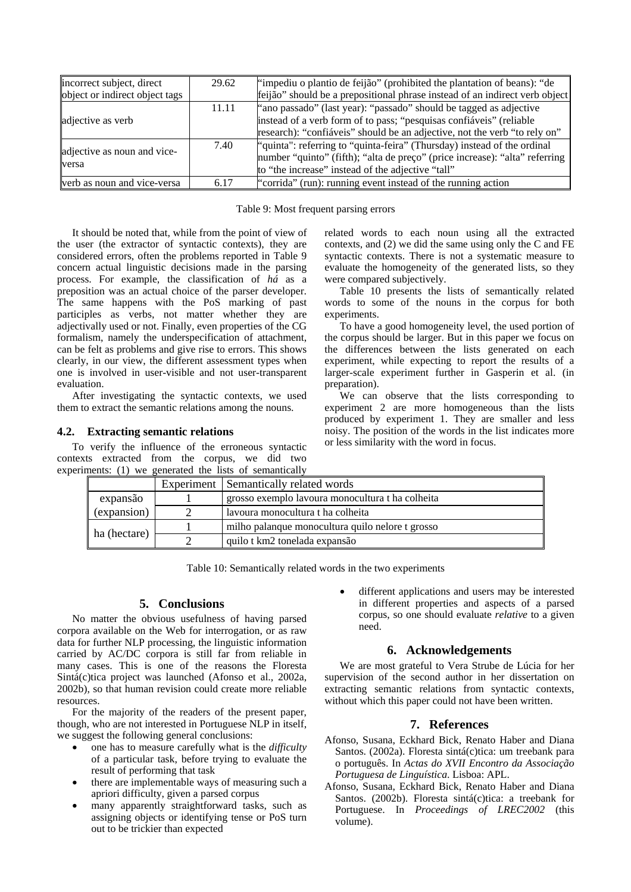| incorrect subject, direct object or indirect object tags | 29.62 | "impediu o plantio de feijão" (prohibited the plantation of beans): "de feijão" should be a prepositional phrase instead of an indirect verb object |
|---|---|---|
| adjective as verb | 11.11 | "ano passado" (last year): "passado" should be tagged as adjective instead of a verb form of to pass; "pesquisas confiáveis" (reliable research): "confiáveis" should be an adjective, not the verb "to rely on" |
| adjective as noun and vice-versa | 7.40 | "quinta": referring to "quinta-feira" (Thursday) instead of the ordinal number "quinto" (fifth); "alta de preço" (price increase): "alta" referring to "the increase" instead of the adjective "tall" |
| verb as noun and vice-versa | 6.17 | "corrida" (run): running event instead of the running action |

Table 9: Most frequent parsing errors

It should be noted that, while from the point of view of the user (the extractor of syntactic contexts), they are considered errors, often the problems reported in Table 9 concern actual linguistic decisions made in the parsing process. For example, the classification of *há* as a preposition was an actual choice of the parser developer. The same happens with the PoS marking of past participles as verbs, not matter whether they are adjectivally used or not. Finally, even properties of the CG formalism, namely the underspecification of attachment, can be felt as problems and give rise to errors. This shows clearly, in our view, the different assessment types when one is involved in user-visible and not user-transparent evaluation.

After investigating the syntactic contexts, we used them to extract the semantic relations among the nouns.

### 4.2. Extracting semantic relations

To verify the influence of the erroneous syntactic contexts extracted from the corpus, we did two experiments: (1) we generated the lists of semantically related words to each noun using all the extracted contexts, and (2) we did the same using only the C and FE syntactic contexts. There is not a systematic measure to evaluate the homogeneity of the generated lists, so they were compared subjectively.

Table 10 presents the lists of semantically related words to some of the nouns in the corpus for both experiments.

To have a good homogeneity level, the used portion of the corpus should be larger. But in this paper we focus on the differences between the lists generated on each experiment, while expecting to report the results of a larger-scale experiment further in Gasperin et al. (in preparation).

We can observe that the lists corresponding to experiment 2 are more homogeneous than the lists produced by experiment 1. They are smaller and less noisy. The position of the words in the list indicates more or less similarity with the word in focus.

| | Experiment | Semantically related words |
|---|---|---|
| expansão (expansion) | 1 | grosso exemplo lavoura monocultura t ha colheita |
| | 2 | lavoura monocultura t ha colheita |
| ha (hectare) | 1 | milho palanque monocultura quilo nelore t grosso |
| | 2 | quilo t km2 tonelada expansão |

Table 10: Semantically related words in the two experiments

## 5. Conclusions

No matter the obvious usefulness of having parsed corpora available on the Web for interrogation, or as raw data for further NLP processing, the linguistic information carried by AC/DC corpora is still far from reliable in many cases. This is one of the reasons the Floresta Sintá(c)tica project was launched (Afonso et al., 2002a, 2002b), so that human revision could create more reliable resources.

For the majority of the readers of the present paper, though, who are not interested in Portuguese NLP in itself, we suggest the following general conclusions:

- one has to measure carefully what is the *difficulty* of a particular task, before trying to evaluate the result of performing that task
- there are implementable ways of measuring such a apriori difficulty, given a parsed corpus
- many apparently straightforward tasks, such as assigning objects or identifying tense or PoS turn out to be trickier than expected
- different applications and users may be interested in different properties and aspects of a parsed corpus, so one should evaluate *relative* to a given need.

## 6. Acknowledgements

We are most grateful to Vera Strube de Lúcia for her supervision of the second author in her dissertation on extracting semantic relations from syntactic contexts, without which this paper could not have been written.

## 7. References

Afonso, Susana, Eckhard Bick, Renato Haber and Diana Santos. (2002a). Floresta sintá(c)tica: um treebank para o português. In *Actas do XVII Encontro da Associação Portuguesa de Linguística*. Lisboa: APL.

Afonso, Susana, Eckhard Bick, Renato Haber and Diana Santos. (2002b). Floresta sintá(c)tica: a treebank for Portuguese. In *Proceedings of LREC2002* (this volume).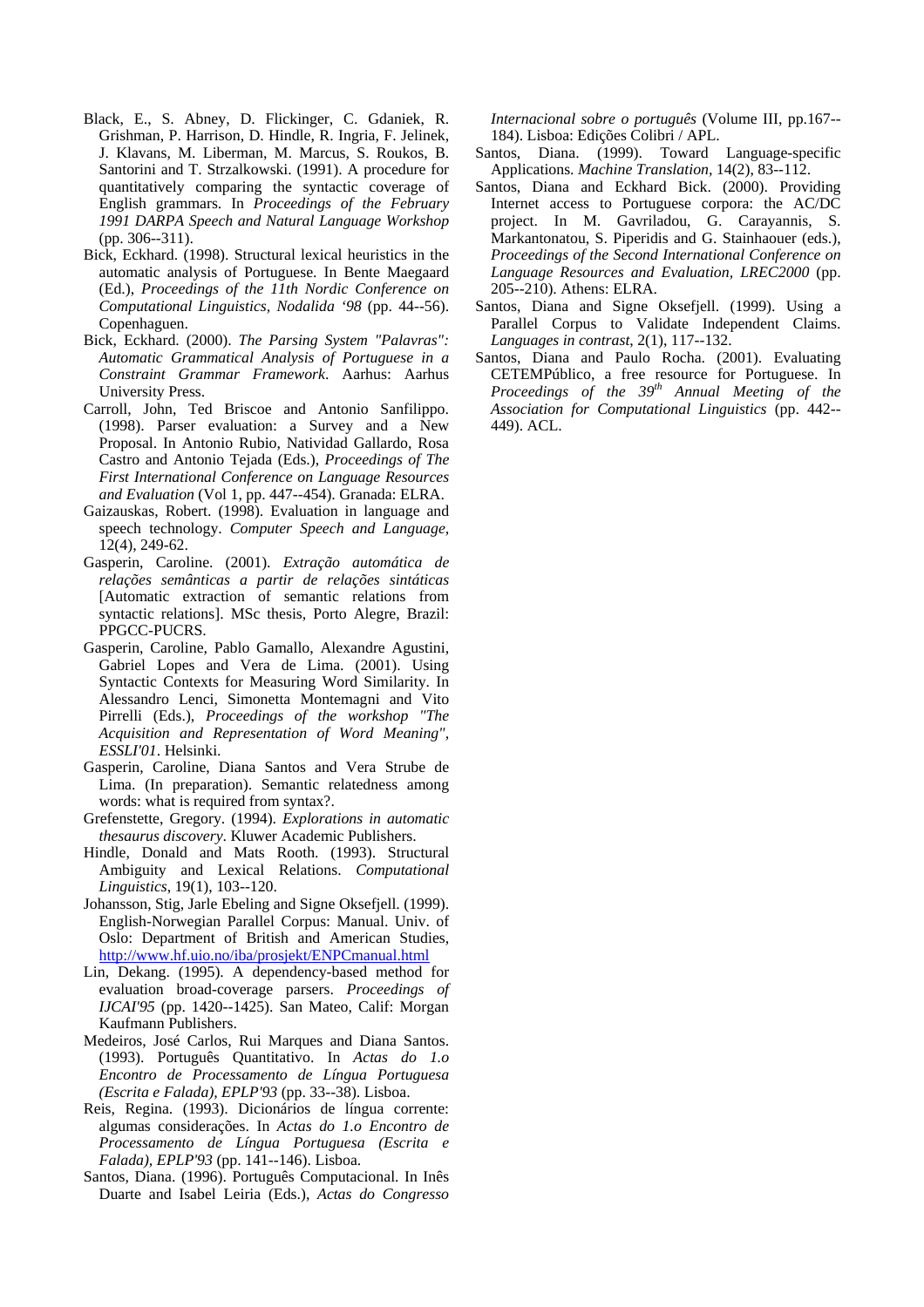Black, E., S. Abney, D. Flickinger, C. Gdaniek, R. Grishman, P. Harrison, D. Hindle, R. Ingria, F. Jelinek, J. Klavans, M. Liberman, M. Marcus, S. Roukos, B. Santorini and T. Strzalkowski. (1991). A procedure for quantitatively comparing the syntactic coverage of English grammars. In *Proceedings of the February 1991 DARPA Speech and Natural Language Workshop* (pp. 306--311).

Bick, Eckhard. (1998). Structural lexical heuristics in the automatic analysis of Portuguese. In Bente Maegaard (Ed.), *Proceedings of the 11th Nordic Conference on Computational Linguistics, Nodalida '98* (pp. 44--56). Copenhaguen.

Bick, Eckhard. (2000). *The Parsing System "Palavras": Automatic Grammatical Analysis of Portuguese in a Constraint Grammar Framework*. Aarhus: Aarhus University Press.

Carroll, John, Ted Briscoe and Antonio Sanfilippo. (1998). Parser evaluation: a Survey and a New Proposal. In Antonio Rubio, Natividad Gallardo, Rosa Castro and Antonio Tejada (Eds.), *Proceedings of The First International Conference on Language Resources and Evaluation* (Vol 1, pp. 447--454). Granada: ELRA.

Gaizauskas, Robert. (1998). Evaluation in language and speech technology. *Computer Speech and Language,* 12(4), 249-62.

Gasperin, Caroline. (2001). *Extração automática de relações semânticas a partir de relações sintáticas* [Automatic extraction of semantic relations from syntactic relations]. MSc thesis, Porto Alegre, Brazil: PPGCC-PUCRS.

Gasperin, Caroline, Pablo Gamallo, Alexandre Agustini, Gabriel Lopes and Vera de Lima. (2001). Using Syntactic Contexts for Measuring Word Similarity. In Alessandro Lenci, Simonetta Montemagni and Vito Pirrelli (Eds.), *Proceedings of the workshop "The Acquisition and Representation of Word Meaning", ESSLI'01*. Helsinki.

Gasperin, Caroline, Diana Santos and Vera Strube de Lima. (In preparation). Semantic relatedness among words: what is required from syntax?.

Grefenstette, Gregory. (1994). *Explorations in automatic thesaurus discovery*. Kluwer Academic Publishers.

Hindle, Donald and Mats Rooth. (1993). Structural Ambiguity and Lexical Relations. *Computational Linguistics*, 19(1), 103--120.

Johansson, Stig, Jarle Ebeling and Signe Oksefjell. (1999). English-Norwegian Parallel Corpus: Manual. Univ. of Oslo: Department of British and American Studies, http://www.hf.uio.no/iba/prosjekt/ENPCmanual.html

Lin, Dekang. (1995). A dependency-based method for evaluation broad-coverage parsers. *Proceedings of IJCAI'95* (pp. 1420--1425). San Mateo, Calif: Morgan Kaufmann Publishers.

Medeiros, José Carlos, Rui Marques and Diana Santos. (1993). Português Quantitativo. In *Actas do 1.o Encontro de Processamento de Língua Portuguesa (Escrita e Falada), EPLP'93* (pp. 33--38). Lisboa.

Reis, Regina. (1993). Dicionários de língua corrente: algumas considerações. In *Actas do 1.o Encontro de Processamento de Língua Portuguesa (Escrita e Falada), EPLP'93* (pp. 141--146). Lisboa.

Santos, Diana. (1996). Português Computacional. In Inês Duarte and Isabel Leiria (Eds.), *Actas do Congresso Internacional sobre o português* (Volume III, pp.167--184). Lisboa: Edições Colibri / APL.

Santos, Diana. (1999). Toward Language-specific Applications. *Machine Translation*, 14(2), 83--112.

Santos, Diana and Eckhard Bick. (2000). Providing Internet access to Portuguese corpora: the AC/DC project. In M. Gavriladou, G. Carayannis, S. Markantonatou, S. Piperidis and G. Stainhaouer (eds.), *Proceedings of the Second International Conference on Language Resources and Evaluation, LREC2000* (pp. 205--210). Athens: ELRA.

Santos, Diana and Signe Oksefjell. (1999). Using a Parallel Corpus to Validate Independent Claims. *Languages in contrast*, 2(1), 117--132.

Santos, Diana and Paulo Rocha. (2001). Evaluating CETEMPúblico, a free resource for Portuguese. In *Proceedings of the 39th Annual Meeting of the Association for Computational Linguistics* (pp. 442--449). ACL.